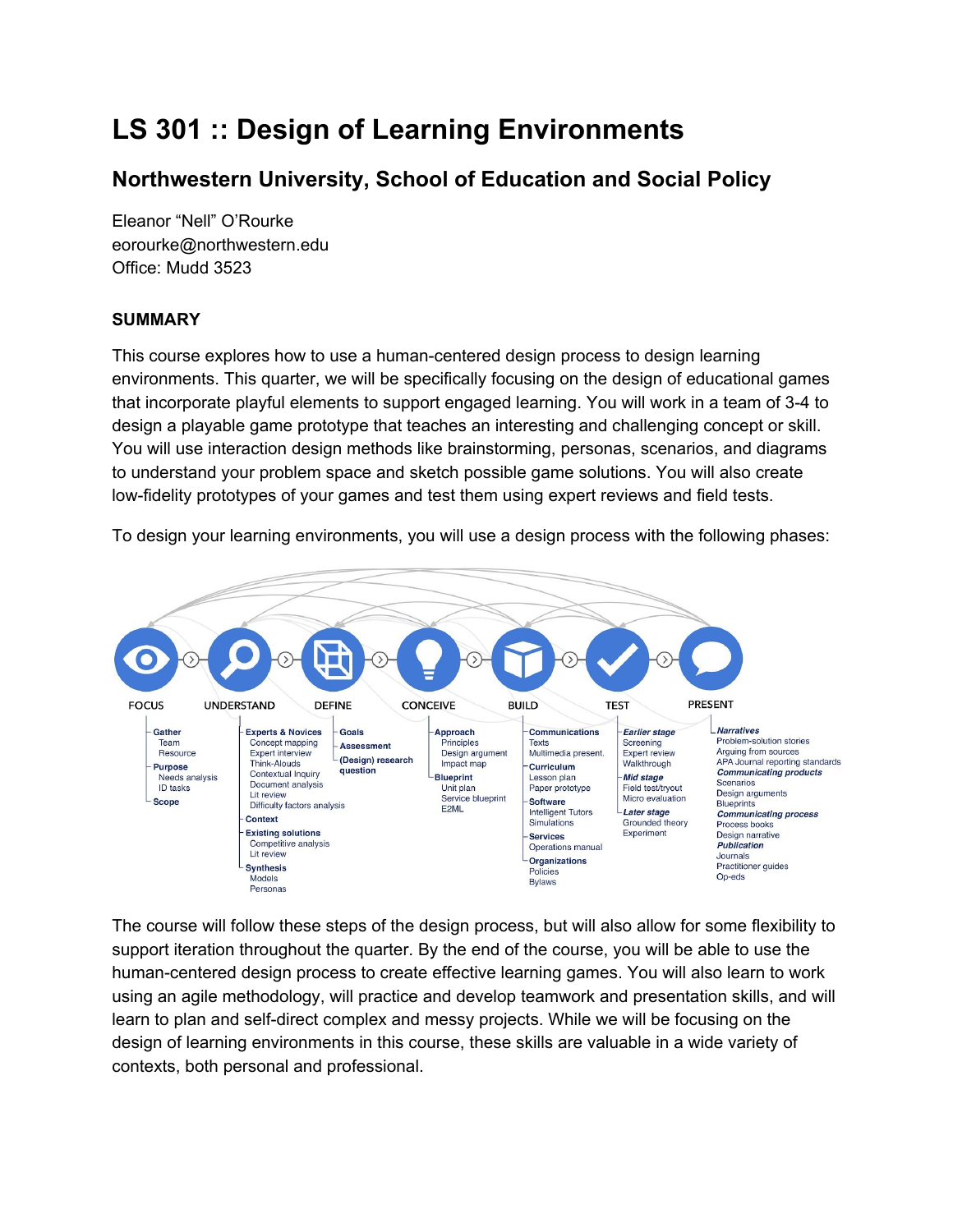# LS 301 :: Design of Learning Environments

## Northwestern University, School of Education and Social Policy

Eleanor "Nell" O'Rourke
eorourke@northwestern.edu
Office: Mudd 3523

**SUMMARY**

This course explores how to use a human-centered design process to design learning environments. This quarter, we will be specifically focusing on the design of educational games that incorporate playful elements to support engaged learning. You will work in a team of 3-4 to design a playable game prototype that teaches an interesting and challenging concept or skill. You will use interaction design methods like brainstorming, personas, scenarios, and diagrams to understand your problem space and sketch possible game solutions. You will also create low-fidelity prototypes of your games and test them using expert reviews and field tests.

To design your learning environments, you will use a design process with the following phases:

- **FOCUS**
  - Gather
    - Team
    - Resource
  - Purpose
    - Needs analysis
    - ID tasks
  - Scope
- **UNDERSTAND**
  - Experts & Novices
    - Concept mapping
    - Expert interview
    - Think-Alouds
    - Contextual Inquiry
    - Document analysis
    - Lit review
    - Difficulty factors analysis
  - Context
  - Existing solutions
    - Competitive analysis
    - Lit review
  - Synthesis
    - Models
    - Personas
- **DEFINE**
  - Goals
  - Assessment
  - (Design) research question
- **CONCEIVE**
  - Approach
    - Principles
    - Design argument
    - Impact map
  - Blueprint
    - Unit plan
    - Service blueprint
    - E2ML
- **BUILD**
  - Communications
    - Texts
    - Multimedia present.
  - Curriculum
    - Lesson plan
    - Paper prototype
  - Software
    - Intelligent Tutors
    - Simulations
  - Services
    - Operations manual
  - Organizations
    - Policies
    - Bylaws
- **TEST**
  - *Earlier stage*
    - Screening
    - Expert review
    - Walkthrough
  - *Mid stage*
    - Field test/tryout
    - Micro evaluation
  - *Later stage*
    - Grounded theory
    - Experiment
- **PRESENT**
  - *Narratives*
    - Problem-solution stories
    - Arguing from sources
    - APA Journal reporting standards
  - *Communicating products*
    - Scenarios
    - Design arguments
    - Blueprints
  - *Communicating process*
    - Process books
    - Design narrative
  - *Publication*
    - Journals
    - Practitioner guides
    - Op-eds

The course will follow these steps of the design process, but will also allow for some flexibility to support iteration throughout the quarter. By the end of the course, you will be able to use the human-centered design process to create effective learning games. You will also learn to work using an agile methodology, will practice and develop teamwork and presentation skills, and will learn to plan and self-direct complex and messy projects. While we will be focusing on the design of learning environments in this course, these skills are valuable in a wide variety of contexts, both personal and professional.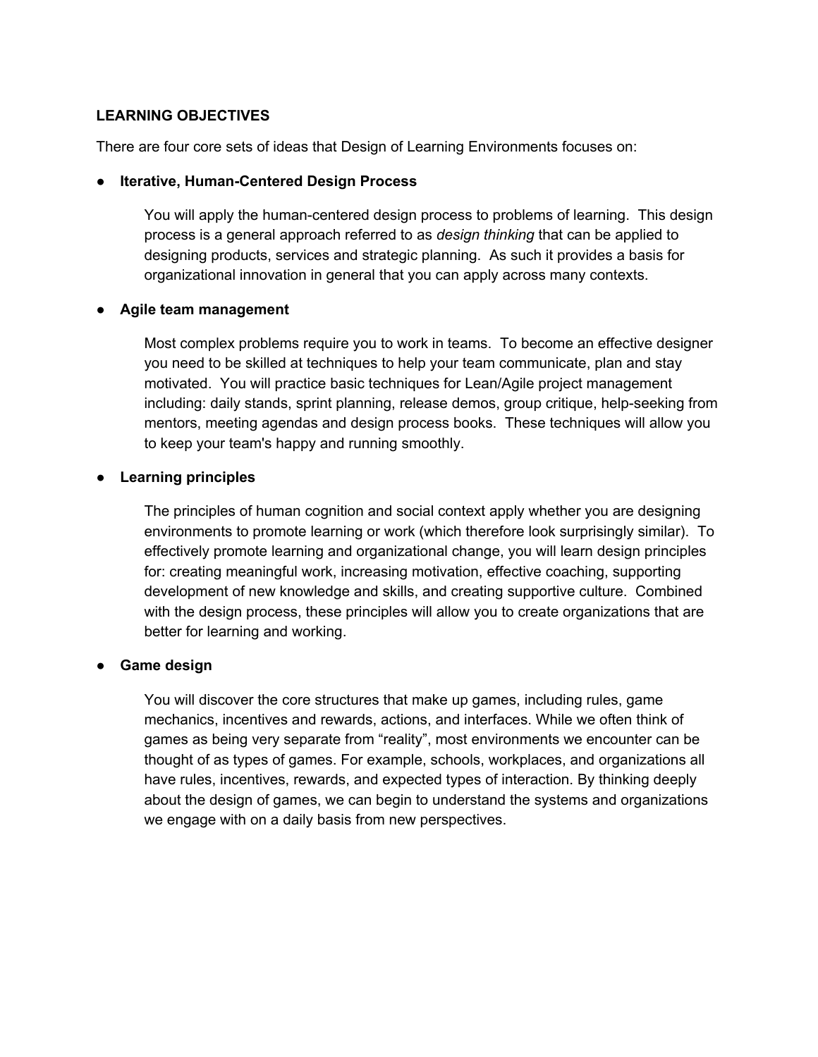## LEARNING OBJECTIVES

There are four core sets of ideas that Design of Learning Environments focuses on:

- **Iterative, Human-Centered Design Process**

  You will apply the human-centered design process to problems of learning. This design process is a general approach referred to as *design thinking* that can be applied to designing products, services and strategic planning. As such it provides a basis for organizational innovation in general that you can apply across many contexts.

- **Agile team management**

  Most complex problems require you to work in teams. To become an effective designer you need to be skilled at techniques to help your team communicate, plan and stay motivated. You will practice basic techniques for Lean/Agile project management including: daily stands, sprint planning, release demos, group critique, help-seeking from mentors, meeting agendas and design process books. These techniques will allow you to keep your team's happy and running smoothly.

- **Learning principles**

  The principles of human cognition and social context apply whether you are designing environments to promote learning or work (which therefore look surprisingly similar). To effectively promote learning and organizational change, you will learn design principles for: creating meaningful work, increasing motivation, effective coaching, supporting development of new knowledge and skills, and creating supportive culture. Combined with the design process, these principles will allow you to create organizations that are better for learning and working.

- **Game design**

  You will discover the core structures that make up games, including rules, game mechanics, incentives and rewards, actions, and interfaces. While we often think of games as being very separate from "reality", most environments we encounter can be thought of as types of games. For example, schools, workplaces, and organizations all have rules, incentives, rewards, and expected types of interaction. By thinking deeply about the design of games, we can begin to understand the systems and organizations we engage with on a daily basis from new perspectives.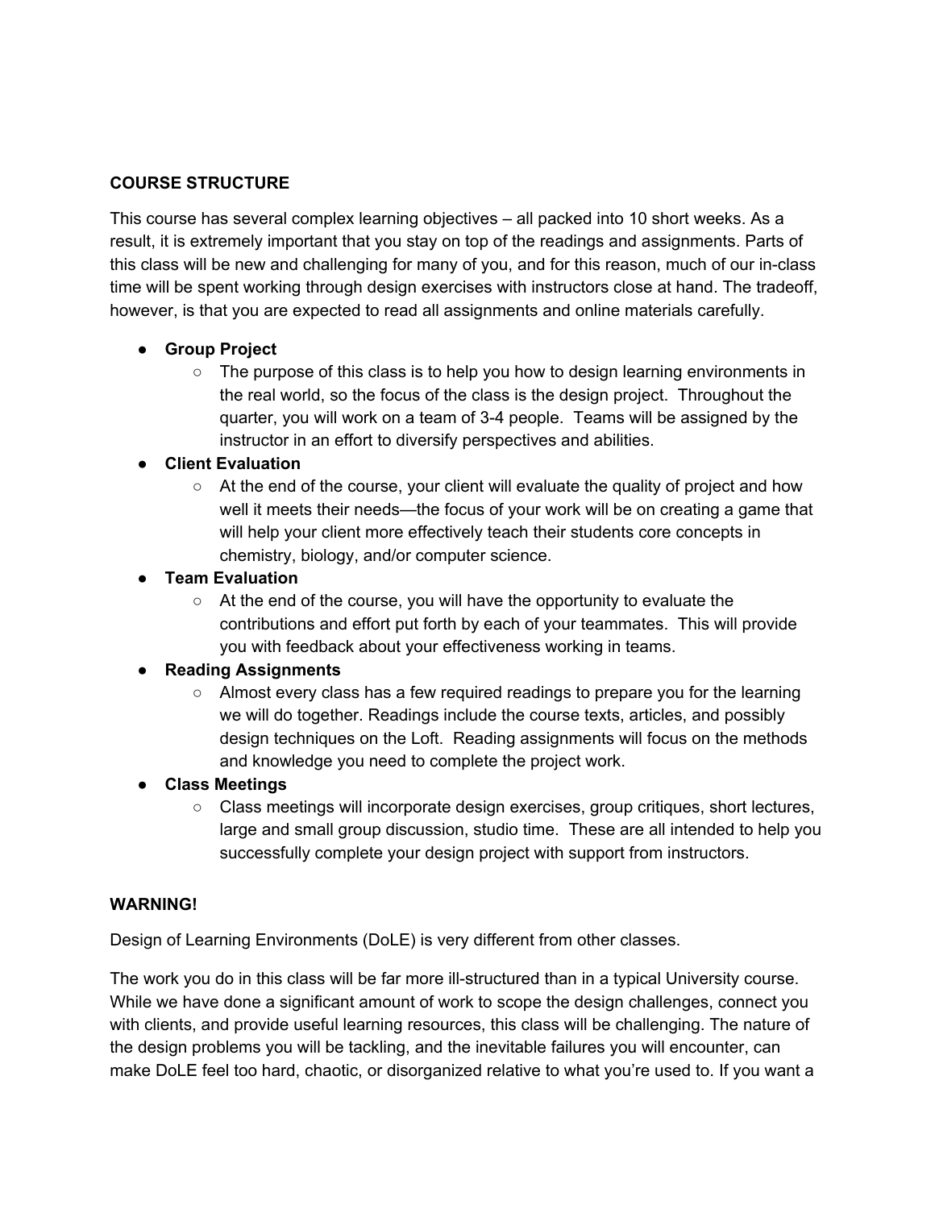**COURSE STRUCTURE**

This course has several complex learning objectives – all packed into 10 short weeks. As a result, it is extremely important that you stay on top of the readings and assignments. Parts of this class will be new and challenging for many of you, and for this reason, much of our in-class time will be spent working through design exercises with instructors close at hand. The tradeoff, however, is that you are expected to read all assignments and online materials carefully.

- **Group Project**
  - The purpose of this class is to help you how to design learning environments in the real world, so the focus of the class is the design project. Throughout the quarter, you will work on a team of 3-4 people. Teams will be assigned by the instructor in an effort to diversify perspectives and abilities.
- **Client Evaluation**
  - At the end of the course, your client will evaluate the quality of project and how well it meets their needs—the focus of your work will be on creating a game that will help your client more effectively teach their students core concepts in chemistry, biology, and/or computer science.
- **Team Evaluation**
  - At the end of the course, you will have the opportunity to evaluate the contributions and effort put forth by each of your teammates. This will provide you with feedback about your effectiveness working in teams.
- **Reading Assignments**
  - Almost every class has a few required readings to prepare you for the learning we will do together. Readings include the course texts, articles, and possibly design techniques on the Loft. Reading assignments will focus on the methods and knowledge you need to complete the project work.
- **Class Meetings**
  - Class meetings will incorporate design exercises, group critiques, short lectures, large and small group discussion, studio time. These are all intended to help you successfully complete your design project with support from instructors.

**WARNING!**

Design of Learning Environments (DoLE) is very different from other classes.

The work you do in this class will be far more ill-structured than in a typical University course. While we have done a significant amount of work to scope the design challenges, connect you with clients, and provide useful learning resources, this class will be challenging. The nature of the design problems you will be tackling, and the inevitable failures you will encounter, can make DoLE feel too hard, chaotic, or disorganized relative to what you're used to. If you want a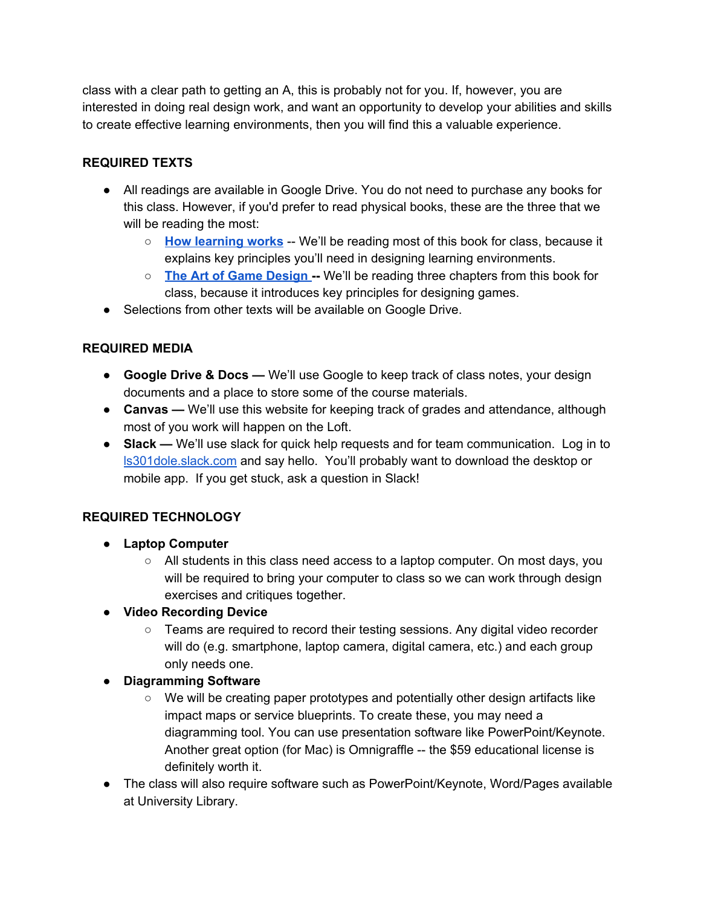class with a clear path to getting an A, this is probably not for you. If, however, you are interested in doing real design work, and want an opportunity to develop your abilities and skills to create effective learning environments, then you will find this a valuable experience.

## REQUIRED TEXTS

- All readings are available in Google Drive. You do not need to purchase any books for this class. However, if you'd prefer to read physical books, these are the three that we will be reading the most:
  - **How learning works** -- We'll be reading most of this book for class, because it explains key principles you'll need in designing learning environments.
  - **The Art of Game Design --** We'll be reading three chapters from this book for class, because it introduces key principles for designing games.
- Selections from other texts will be available on Google Drive.

## REQUIRED MEDIA

- **Google Drive & Docs —** We'll use Google to keep track of class notes, your design documents and a place to store some of the course materials.
- **Canvas —** We'll use this website for keeping track of grades and attendance, although most of you work will happen on the Loft.
- **Slack —** We'll use slack for quick help requests and for team communication. Log in to ls301dole.slack.com and say hello. You'll probably want to download the desktop or mobile app. If you get stuck, ask a question in Slack!

## REQUIRED TECHNOLOGY

- **Laptop Computer**
  - All students in this class need access to a laptop computer. On most days, you will be required to bring your computer to class so we can work through design exercises and critiques together.
- **Video Recording Device**
  - Teams are required to record their testing sessions. Any digital video recorder will do (e.g. smartphone, laptop camera, digital camera, etc.) and each group only needs one.
- **Diagramming Software**
  - We will be creating paper prototypes and potentially other design artifacts like impact maps or service blueprints. To create these, you may need a diagramming tool. You can use presentation software like PowerPoint/Keynote. Another great option (for Mac) is Omnigraffle -- the $59 educational license is definitely worth it.
- The class will also require software such as PowerPoint/Keynote, Word/Pages available at University Library.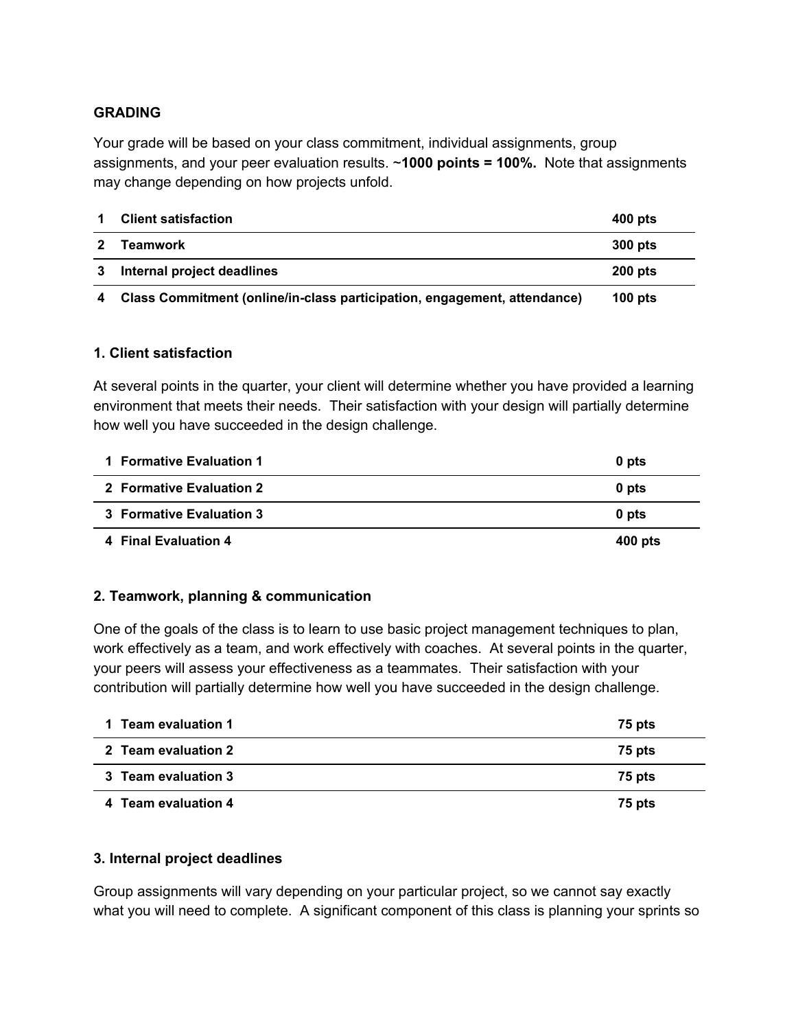### GRADING

Your grade will be based on your class commitment, individual assignments, group assignments, and your peer evaluation results. **~1000 points = 100%.** Note that assignments may change depending on how projects unfold.

| | | |
|---|---|---|
| **1** | **Client satisfaction** | **400 pts** |
| **2** | **Teamwork** | **300 pts** |
| **3** | **Internal project deadlines** | **200 pts** |
| **4** | **Class Commitment (online/in-class participation, engagement, attendance)** | **100 pts** |

#### 1. Client satisfaction

At several points in the quarter, your client will determine whether you have provided a learning environment that meets their needs. Their satisfaction with your design will partially determine how well you have succeeded in the design challenge.

| | | |
|---|---|---|
| **1** | **Formative Evaluation 1** | **0 pts** |
| **2** | **Formative Evaluation 2** | **0 pts** |
| **3** | **Formative Evaluation 3** | **0 pts** |
| **4** | **Final Evaluation 4** | **400 pts** |

#### 2. Teamwork, planning & communication

One of the goals of the class is to learn to use basic project management techniques to plan, work effectively as a team, and work effectively with coaches. At several points in the quarter, your peers will assess your effectiveness as a teammates. Their satisfaction with your contribution will partially determine how well you have succeeded in the design challenge.

| | | |
|---|---|---|
| **1** | **Team evaluation 1** | **75 pts** |
| **2** | **Team evaluation 2** | **75 pts** |
| **3** | **Team evaluation 3** | **75 pts** |
| **4** | **Team evaluation 4** | **75 pts** |

#### 3. Internal project deadlines

Group assignments will vary depending on your particular project, so we cannot say exactly what you will need to complete. A significant component of this class is planning your sprints so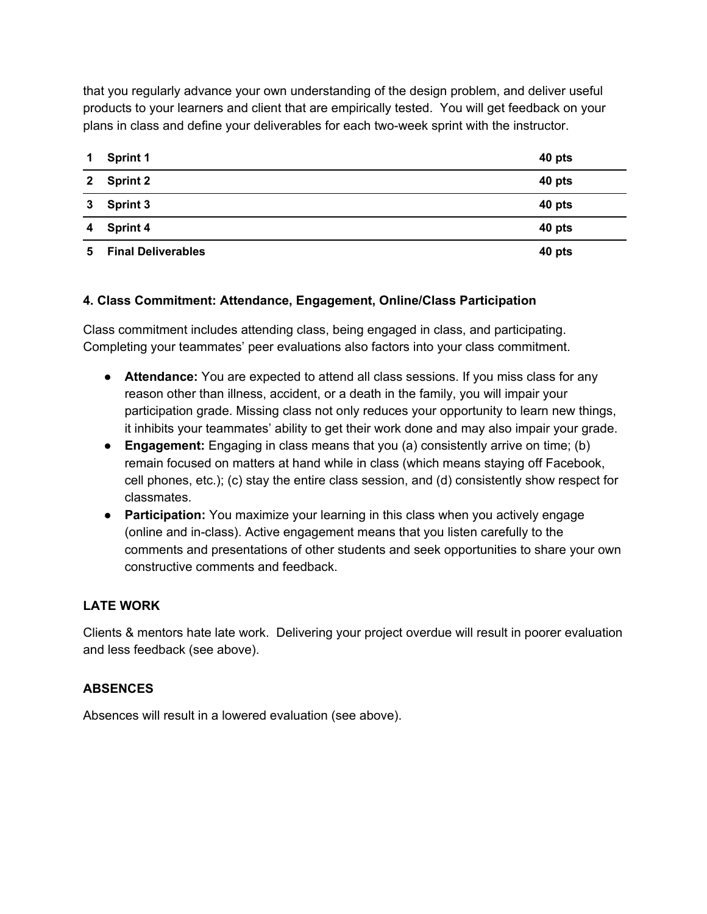that you regularly advance your own understanding of the design problem, and deliver useful products to your learners and client that are empirically tested. You will get feedback on your plans in class and define your deliverables for each two-week sprint with the instructor.

| | | |
|---|---|---|
| **1** | **Sprint 1** | **40 pts** |
| **2** | **Sprint 2** | **40 pts** |
| **3** | **Sprint 3** | **40 pts** |
| **4** | **Sprint 4** | **40 pts** |
| **5** | **Final Deliverables** | **40 pts** |

#### 4. Class Commitment: Attendance, Engagement, Online/Class Participation

Class commitment includes attending class, being engaged in class, and participating. Completing your teammates' peer evaluations also factors into your class commitment.

- **Attendance:** You are expected to attend all class sessions. If you miss class for any reason other than illness, accident, or a death in the family, you will impair your participation grade. Missing class not only reduces your opportunity to learn new things, it inhibits your teammates' ability to get their work done and may also impair your grade.
- **Engagement:** Engaging in class means that you (a) consistently arrive on time; (b) remain focused on matters at hand while in class (which means staying off Facebook, cell phones, etc.); (c) stay the entire class session, and (d) consistently show respect for classmates.
- **Participation:** You maximize your learning in this class when you actively engage (online and in-class). Active engagement means that you listen carefully to the comments and presentations of other students and seek opportunities to share your own constructive comments and feedback.

### LATE WORK

Clients & mentors hate late work. Delivering your project overdue will result in poorer evaluation and less feedback (see above).

### ABSENCES

Absences will result in a lowered evaluation (see above).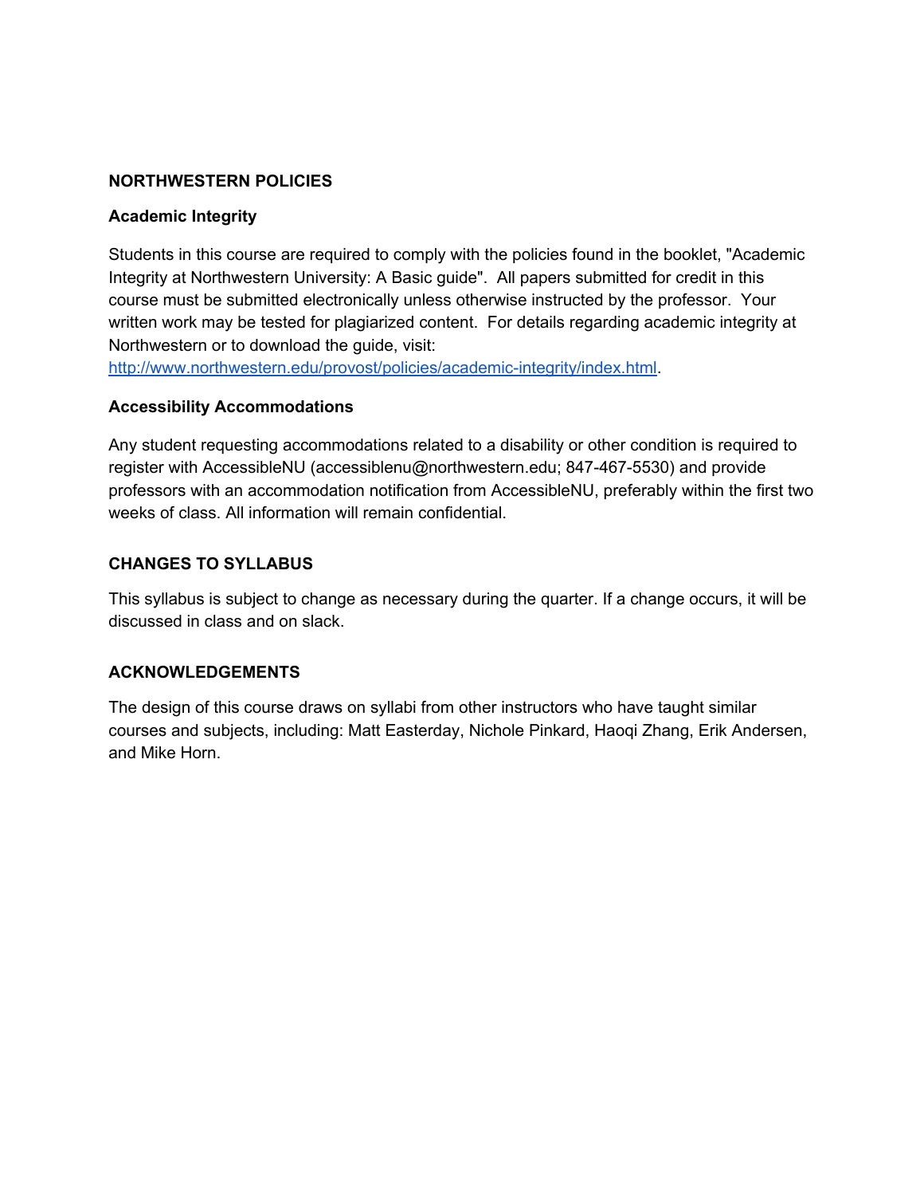## NORTHWESTERN POLICIES

### Academic Integrity

Students in this course are required to comply with the policies found in the booklet, "Academic Integrity at Northwestern University: A Basic guide". All papers submitted for credit in this course must be submitted electronically unless otherwise instructed by the professor. Your written work may be tested for plagiarized content. For details regarding academic integrity at Northwestern or to download the guide, visit: http://www.northwestern.edu/provost/policies/academic-integrity/index.html.

### Accessibility Accommodations

Any student requesting accommodations related to a disability or other condition is required to register with AccessibleNU (accessiblenu@northwestern.edu; 847-467-5530) and provide professors with an accommodation notification from AccessibleNU, preferably within the first two weeks of class. All information will remain confidential.

## CHANGES TO SYLLABUS

This syllabus is subject to change as necessary during the quarter. If a change occurs, it will be discussed in class and on slack.

## ACKNOWLEDGEMENTS

The design of this course draws on syllabi from other instructors who have taught similar courses and subjects, including: Matt Easterday, Nichole Pinkard, Haoqi Zhang, Erik Andersen, and Mike Horn.